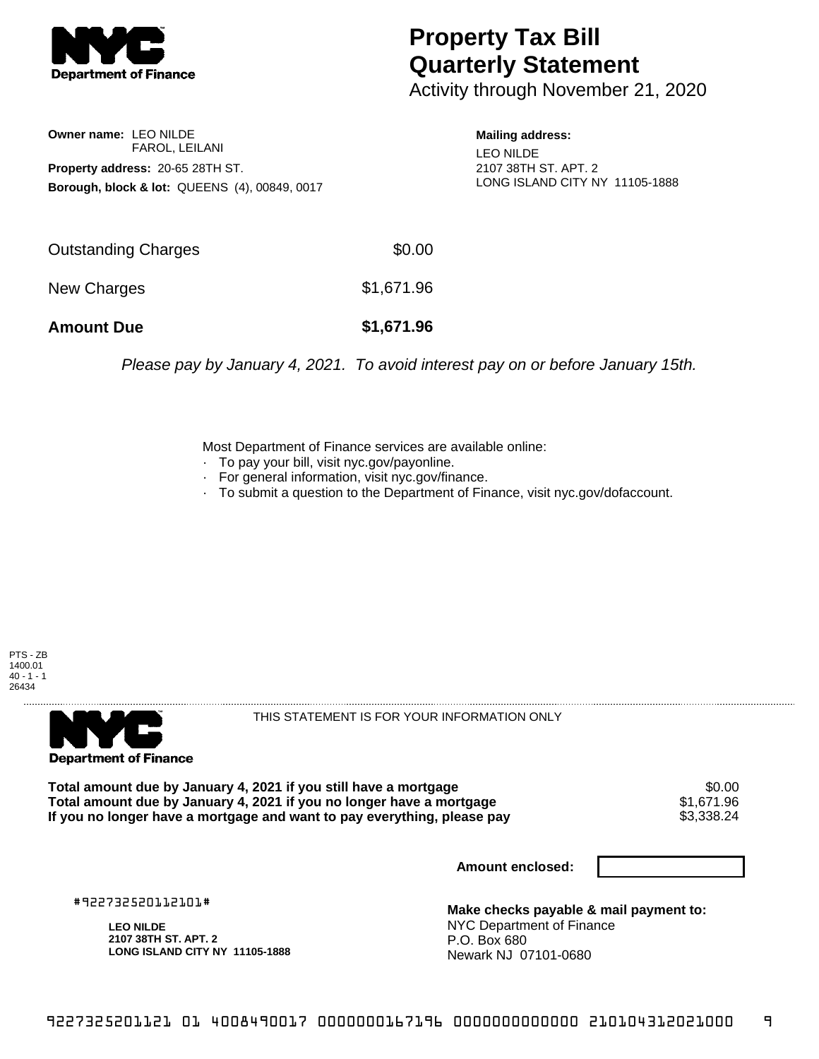# Property Tax Bill Quarterly Statement

Activity through November 21, 2020

**Owner name:** LEO NILDE
FAROL, LEILANI

**Property address:** 20-65 28TH ST.

**Borough, block & lot:** QUEENS (4), 00849, 0017

**Mailing address:**
LEO NILDE
2107 38TH ST. APT. 2
LONG ISLAND CITY NY 11105-1888

| | |
|---|---|
| Outstanding Charges | $0.00 |
| New Charges | $1,671.96 |
| **Amount Due** | **$1,671.96** |

*Please pay by January 4, 2021. To avoid interest pay on or before January 15th.*

Most Department of Finance services are available online:

- To pay your bill, visit nyc.gov/payonline.
- For general information, visit nyc.gov/finance.
- To submit a question to the Department of Finance, visit nyc.gov/dofaccount.

PTS - ZB
1400.01
40 - 1 - 1
26434

THIS STATEMENT IS FOR YOUR INFORMATION ONLY

| | |
|---|---|
| **Total amount due by January 4, 2021 if you still have a mortgage** | $0.00 |
| **Total amount due by January 4, 2021 if you no longer have a mortgage** | $1,671.96 |
| **If you no longer have a mortgage and want to pay everything, please pay** | $3,338.24 |

**Amount enclosed:**

#922732520112101#

**LEO NILDE**
**2107 38TH ST. APT. 2**
**LONG ISLAND CITY NY 11105-1888**

**Make checks payable & mail payment to:**
NYC Department of Finance
P.O. Box 680
Newark NJ 07101-0680

922732520112101 01 4008490017 0000000167196 0000000000000 210104312021000 9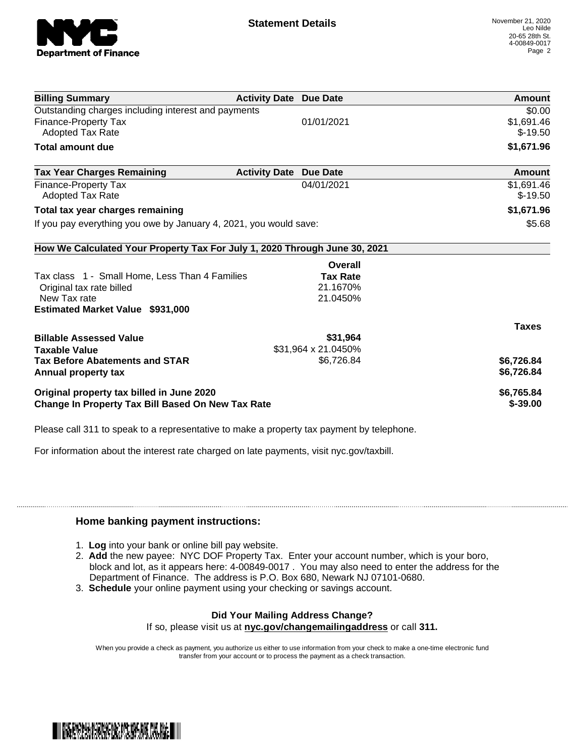# Statement Details

November 21, 2020
Leo Nilde
20-65 28th St.
4-00849-0017

| Billing Summary | Activity Date | Due Date | Amount |
| --- | --- | --- | --- |
| Outstanding charges including interest and payments | | | $0.00 |
| Finance-Property Tax | | 01/01/2021 | $1,691.46 |
| Adopted Tax Rate | | | $-19.50 |
| **Total amount due** | | | **$1,671.96** |

| Tax Year Charges Remaining | Activity Date | Due Date | Amount |
| --- | --- | --- | --- |
| Finance-Property Tax | | 04/01/2021 | $1,691.46 |
| Adopted Tax Rate | | | $-19.50 |
| **Total tax year charges remaining** | | | **$1,671.96** |
| If you pay everything you owe by January 4, 2021, you would save: | | | $5.68 |

**How We Calculated Your Property Tax For July 1, 2020 Through June 30, 2021**

| | Overall Tax Rate | |
| --- | --- | --- |
| Tax class 1 - Small Home, Less Than 4 Families | | |
| Original tax rate billed | 21.1670% | |
| New Tax rate | 21.0450% | |
| **Estimated Market Value $931,000** | | |
| | | **Taxes** |
| **Billable Assessed Value** | **$31,964** | |
| **Taxable Value** | $31,964 x 21.0450% | |
| **Tax Before Abatements and STAR** | $6,726.84 | **$6,726.84** |
| **Annual property tax** | | **$6,726.84** |
| **Original property tax billed in June 2020** | | **$6,765.84** |
| **Change In Property Tax Bill Based On New Tax Rate** | | **$-39.00** |

Please call 311 to speak to a representative to make a property tax payment by telephone.

For information about the interest rate charged on late payments, visit nyc.gov/taxbill.

## Home banking payment instructions:

1. **Log** into your bank or online bill pay website.
2. **Add** the new payee: NYC DOF Property Tax. Enter your account number, which is your boro, block and lot, as it appears here: 4-00849-0017 . You may also need to enter the address for the Department of Finance. The address is P.O. Box 680, Newark NJ 07101-0680.
3. **Schedule** your online payment using your checking or savings account.

**Did Your Mailing Address Change?**

If so, please visit us at **nyc.gov/changemailingaddress** or call **311.**

When you provide a check as payment, you authorize us either to use information from your check to make a one-time electronic fund transfer from your account or to process the payment as a check transaction.